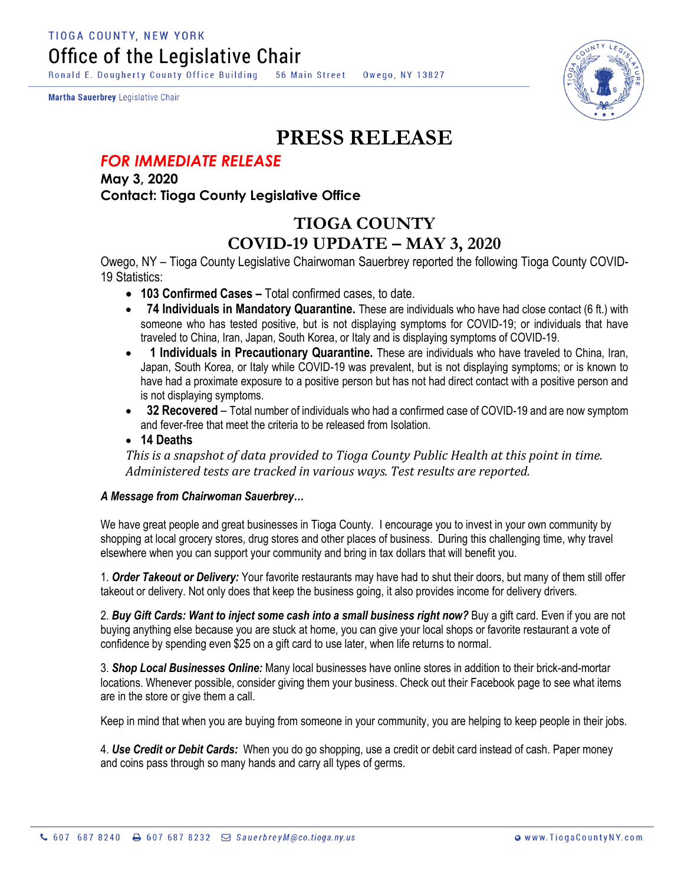TIOGA COUNTY, NEW YORK

# Office of the Legislative Chair

Ronald E. Dougherty County Office Building 56 Main Street Owego, NY 13827

**Martha Sauerbrey** Legislative Chair

# PRESS RELEASE

***FOR IMMEDIATE RELEASE***

**May 3, 2020**

**Contact: Tioga County Legislative Office**

## TIOGA COUNTY
## COVID-19 UPDATE – MAY 3, 2020

Owego, NY – Tioga County Legislative Chairwoman Sauerbrey reported the following Tioga County COVID-19 Statistics:

- **103 Confirmed Cases –** Total confirmed cases, to date.
- **74 Individuals in Mandatory Quarantine.** These are individuals who have had close contact (6 ft.) with someone who has tested positive, but is not displaying symptoms for COVID-19; or individuals that have traveled to China, Iran, Japan, South Korea, or Italy and is displaying symptoms of COVID-19.
- **1 Individuals in Precautionary Quarantine.** These are individuals who have traveled to China, Iran, Japan, South Korea, or Italy while COVID-19 was prevalent, but is not displaying symptoms; or is known to have had a proximate exposure to a positive person but has not had direct contact with a positive person and is not displaying symptoms.
- **32 Recovered** – Total number of individuals who had a confirmed case of COVID-19 and are now symptom and fever-free that meet the criteria to be released from Isolation.
- **14 Deaths**

*This is a snapshot of data provided to Tioga County Public Health at this point in time. Administered tests are tracked in various ways. Test results are reported.*

***A Message from Chairwoman Sauerbrey…***

We have great people and great businesses in Tioga County. I encourage you to invest in your own community by shopping at local grocery stores, drug stores and other places of business. During this challenging time, why travel elsewhere when you can support your community and bring in tax dollars that will benefit you.

1. ***Order Takeout or Delivery:*** Your favorite restaurants may have had to shut their doors, but many of them still offer takeout or delivery. Not only does that keep the business going, it also provides income for delivery drivers.

2. ***Buy Gift Cards: Want to inject some cash into a small business right now?*** Buy a gift card. Even if you are not buying anything else because you are stuck at home, you can give your local shops or favorite restaurant a vote of confidence by spending even $25 on a gift card to use later, when life returns to normal.

3. ***Shop Local Businesses Online:*** Many local businesses have online stores in addition to their brick-and-mortar locations. Whenever possible, consider giving them your business. Check out their Facebook page to see what items are in the store or give them a call.

Keep in mind that when you are buying from someone in your community, you are helping to keep people in their jobs.

4. ***Use Credit or Debit Cards:*** When you do go shopping, use a credit or debit card instead of cash. Paper money and coins pass through so many hands and carry all types of germs.

607 687 8240 607 687 8232 SauerbreyM@co.tioga.ny.us www.TiogaCountyNY.com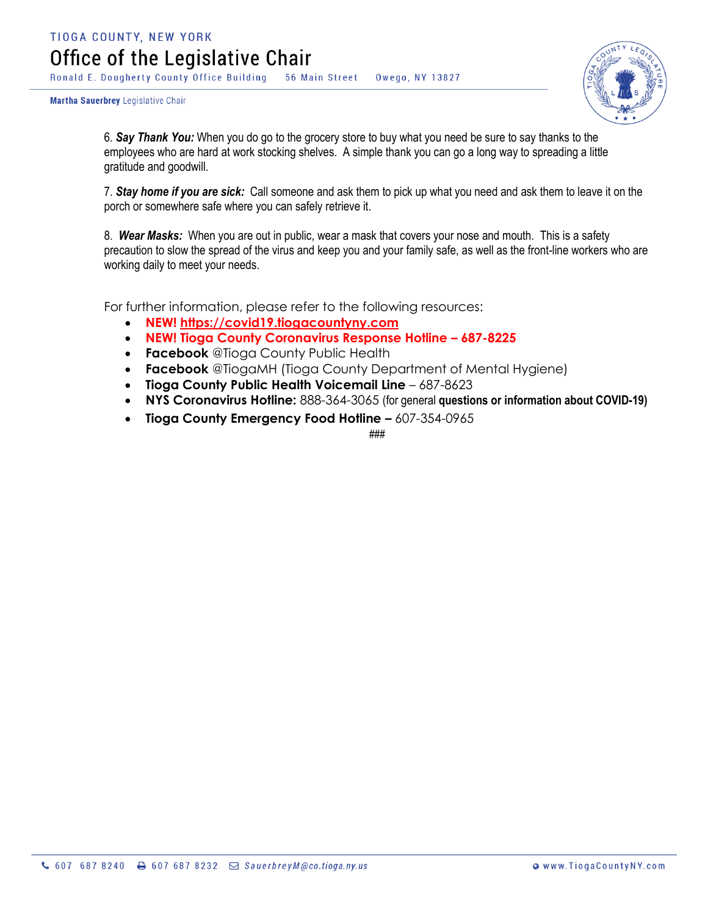6. ***Say Thank You:*** When you do go to the grocery store to buy what you need be sure to say thanks to the employees who are hard at work stocking shelves. A simple thank you can go a long way to spreading a little gratitude and goodwill.

7. ***Stay home if you are sick:*** Call someone and ask them to pick up what you need and ask them to leave it on the porch or somewhere safe where you can safely retrieve it.

8. ***Wear Masks:*** When you are out in public, wear a mask that covers your nose and mouth. This is a safety precaution to slow the spread of the virus and keep you and your family safe, as well as the front-line workers who are working daily to meet your needs.

For further information, please refer to the following resources:

- **NEW! https://covid19.tiogacountyny.com**
- **NEW! Tioga County Coronavirus Response Hotline – 687-8225**
- **Facebook** @Tioga County Public Health
- **Facebook** @TiogaMH (Tioga County Department of Mental Hygiene)
- **Tioga County Public Health Voicemail Line** – 687-8623
- **NYS Coronavirus Hotline:** 888-364-3065 (for general **questions or information about COVID-19)**
- **Tioga County Emergency Food Hotline –** 607-354-0965

###